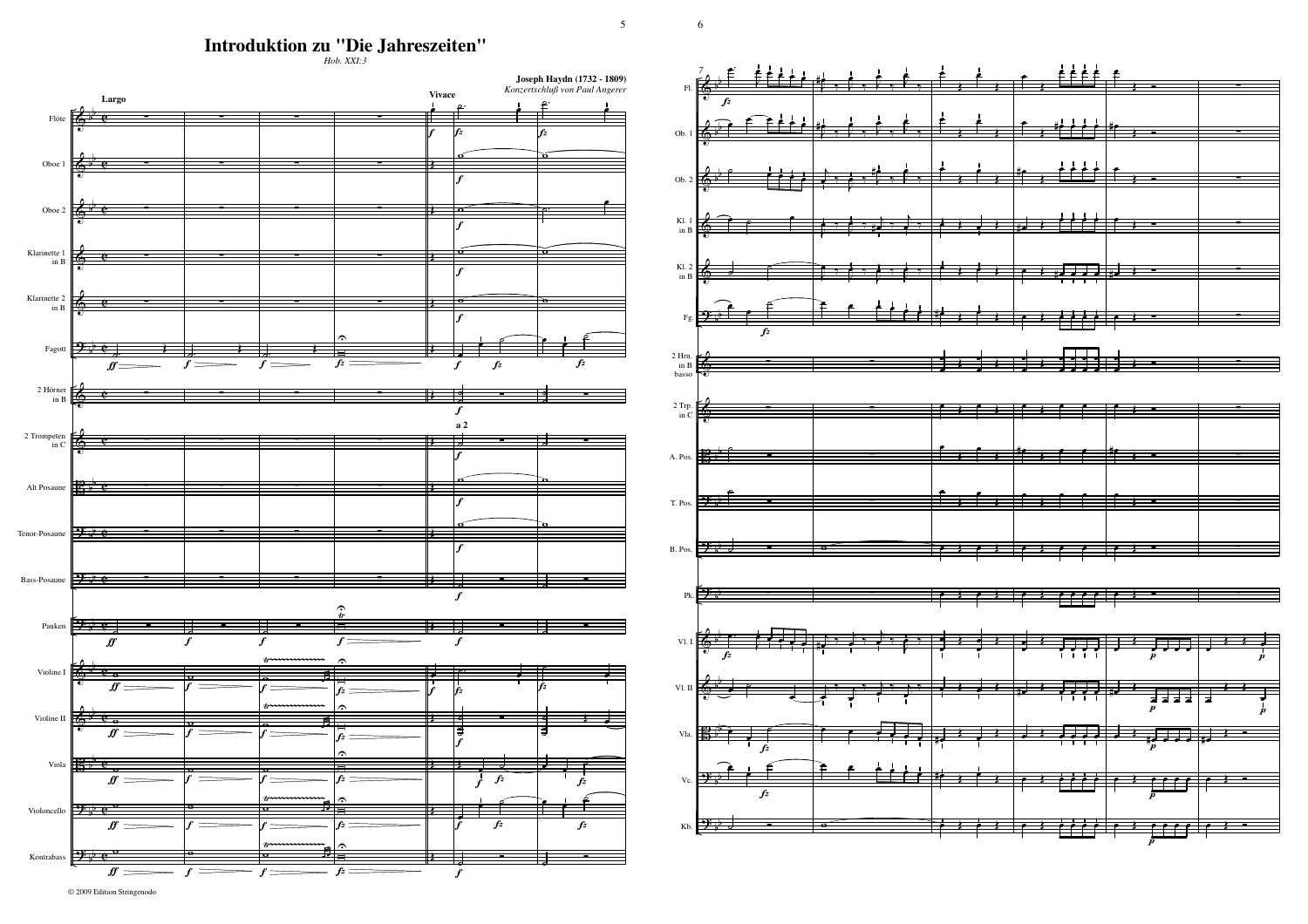# Introduktion zu "Die Jahreszeiten"

*Hob. XXI:3*

**Joseph Haydn (1732 - 1809)**

*Konzertschluß von Paul Angerer*

© 2009 Edition Stringenodo